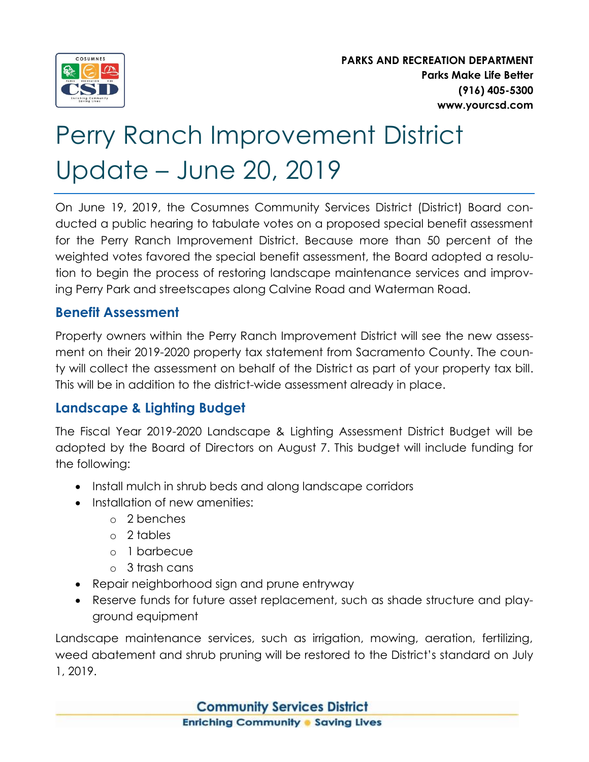PARKS AND RECREATION DEPARTMENT
**Parks Make Life Better**
**(916) 405-5300**
**www.yourcsd.com**

# Perry Ranch Improvement District Update – June 20, 2019

On June 19, 2019, the Cosumnes Community Services District (District) Board conducted a public hearing to tabulate votes on a proposed special benefit assessment for the Perry Ranch Improvement District. Because more than 50 percent of the weighted votes favored the special benefit assessment, the Board adopted a resolution to begin the process of restoring landscape maintenance services and improving Perry Park and streetscapes along Calvine Road and Waterman Road.

## Benefit Assessment

Property owners within the Perry Ranch Improvement District will see the new assessment on their 2019-2020 property tax statement from Sacramento County. The county will collect the assessment on behalf of the District as part of your property tax bill. This will be in addition to the district-wide assessment already in place.

## Landscape & Lighting Budget

The Fiscal Year 2019-2020 Landscape & Lighting Assessment District Budget will be adopted by the Board of Directors on August 7. This budget will include funding for the following:

- Install mulch in shrub beds and along landscape corridors
- Installation of new amenities:
  - 2 benches
  - 2 tables
  - 1 barbecue
  - 3 trash cans
- Repair neighborhood sign and prune entryway
- Reserve funds for future asset replacement, such as shade structure and playground equipment

Landscape maintenance services, such as irrigation, mowing, aeration, fertilizing, weed abatement and shrub pruning will be restored to the District's standard on July 1, 2019.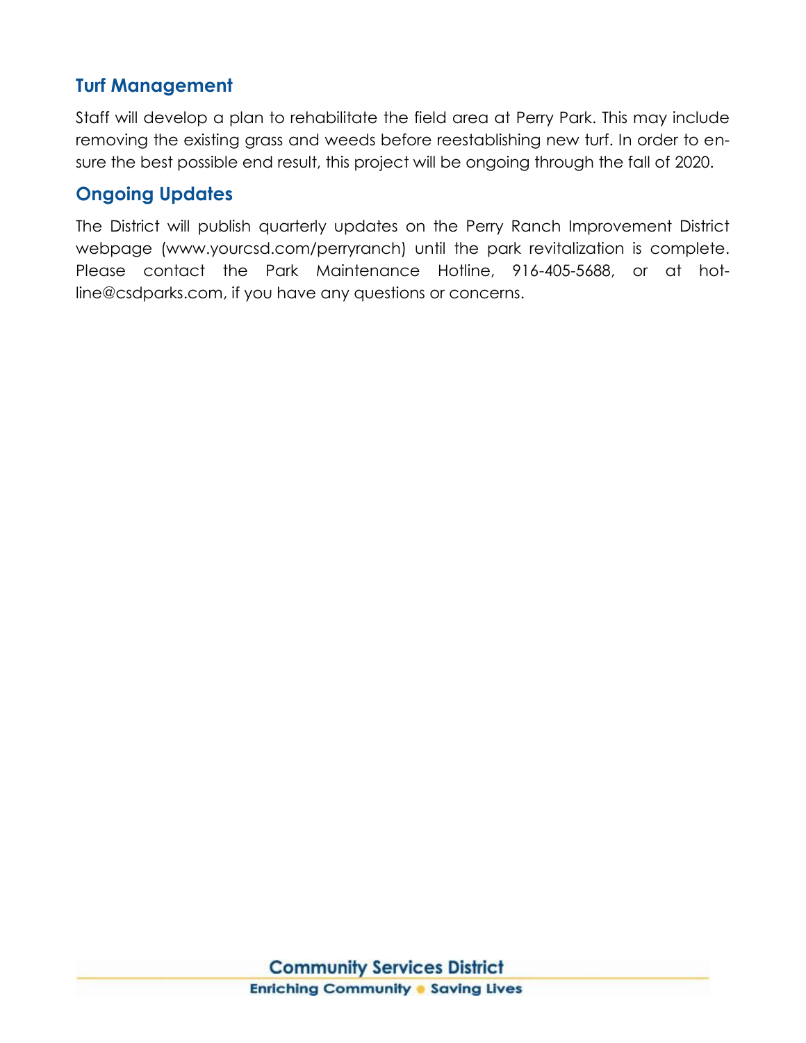## Turf Management

Staff will develop a plan to rehabilitate the field area at Perry Park. This may include removing the existing grass and weeds before reestablishing new turf. In order to ensure the best possible end result, this project will be ongoing through the fall of 2020.

## Ongoing Updates

The District will publish quarterly updates on the Perry Ranch Improvement District webpage (www.yourcsd.com/perryranch) until the park revitalization is complete. Please contact the Park Maintenance Hotline, 916-405-5688, or at hotline@csdparks.com, if you have any questions or concerns.